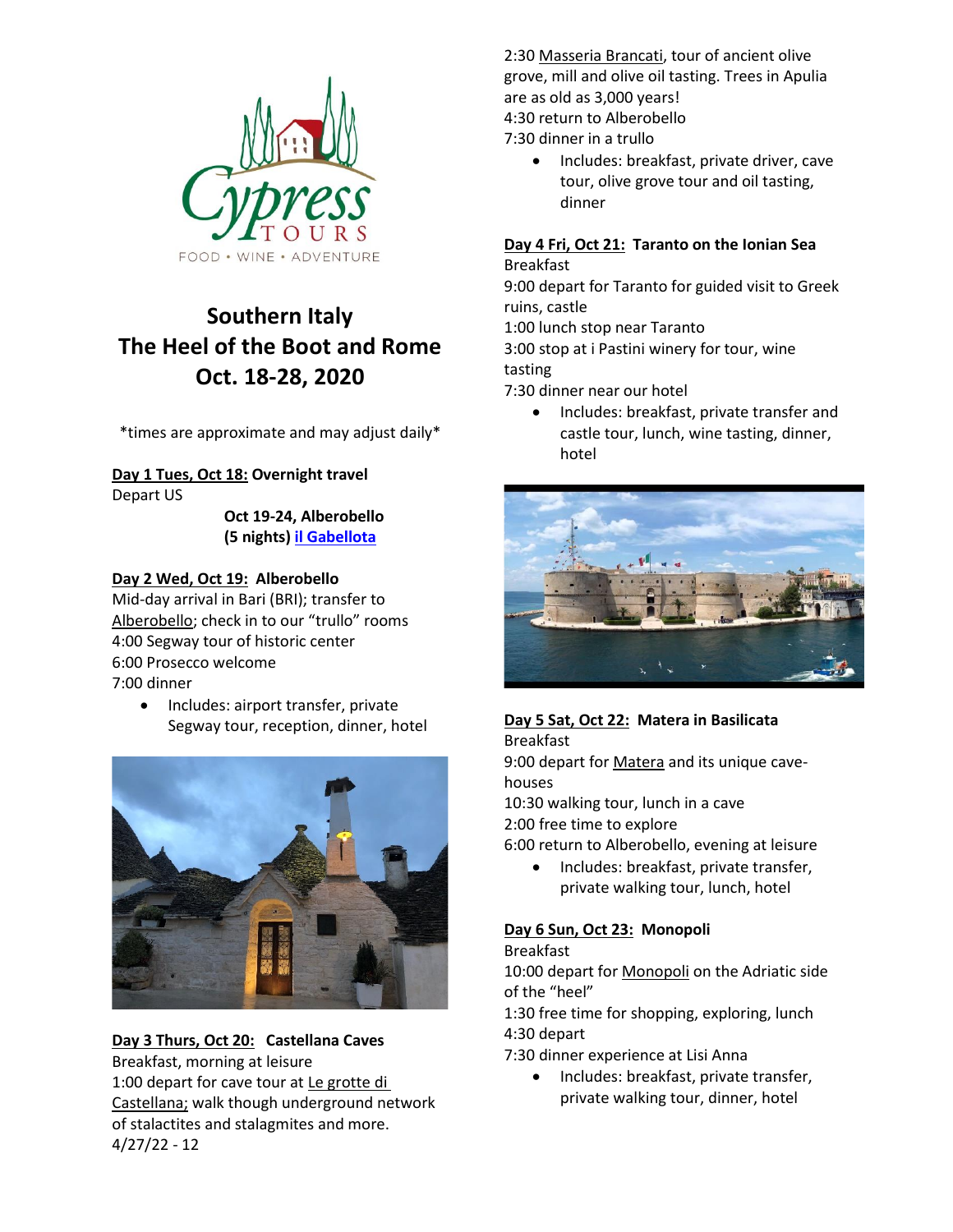# Southern Italy
# The Heel of the Boot and Rome
# Oct. 18-28, 2020

*times are approximate and may adjust daily*

**Day 1 Tues, Oct 18: Overnight travel**
Depart US

**Oct 19-24, Alberobello**
**(5 nights) il Gabellota**

**Day 2 Wed, Oct 19: Alberobello**
Mid-day arrival in Bari (BRI); transfer to Alberobello; check in to our "trullo" rooms
4:00 Segway tour of historic center
6:00 Prosecco welcome
7:00 dinner

- Includes: airport transfer, private Segway tour, reception, dinner, hotel

**Day 3 Thurs, Oct 20: Castellana Caves**
Breakfast, morning at leisure
1:00 depart for cave tour at Le grotte di Castellana; walk though underground network of stalactites and stalagmites and more.
2:30 Masseria Brancati, tour of ancient olive grove, mill and olive oil tasting. Trees in Apulia are as old as 3,000 years!
4:30 return to Alberobello
7:30 dinner in a trullo

- Includes: breakfast, private driver, cave tour, olive grove tour and oil tasting, dinner

**Day 4 Fri, Oct 21: Taranto on the Ionian Sea**
Breakfast
9:00 depart for Taranto for guided visit to Greek ruins, castle
1:00 lunch stop near Taranto
3:00 stop at i Pastini winery for tour, wine tasting
7:30 dinner near our hotel

- Includes: breakfast, private transfer and castle tour, lunch, wine tasting, dinner, hotel

**Day 5 Sat, Oct 22: Matera in Basilicata**
Breakfast
9:00 depart for Matera and its unique cave-houses
10:30 walking tour, lunch in a cave
2:00 free time to explore
6:00 return to Alberobello, evening at leisure

- Includes: breakfast, private transfer, private walking tour, lunch, hotel

**Day 6 Sun, Oct 23: Monopoli**
Breakfast
10:00 depart for Monopoli on the Adriatic side of the "heel"
1:30 free time for shopping, exploring, lunch
4:30 depart
7:30 dinner experience at Lisi Anna

- Includes: breakfast, private transfer, private walking tour, dinner, hotel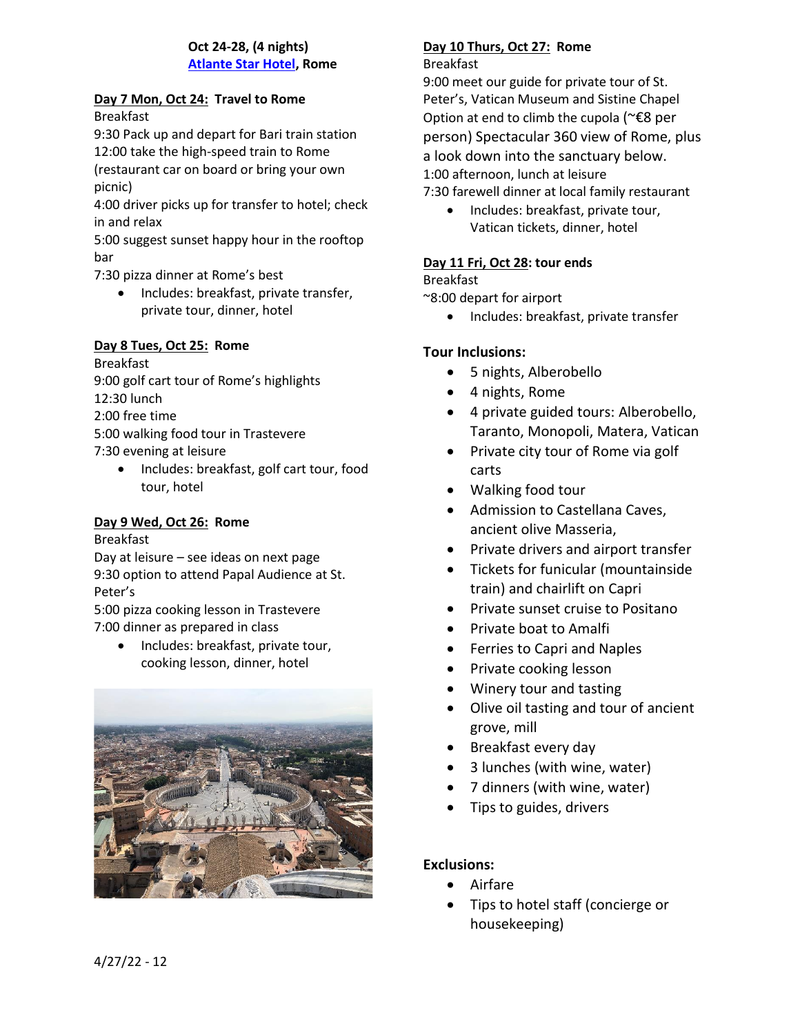**Oct 24-28, (4 nights)**
**[Atlante Star Hotel](), Rome**

**Day 7 Mon, Oct 24: Travel to Rome**

Breakfast
9:30 Pack up and depart for Bari train station
12:00 take the high-speed train to Rome (restaurant car on board or bring your own picnic)
4:00 driver picks up for transfer to hotel; check in and relax
5:00 suggest sunset happy hour in the rooftop bar
7:30 pizza dinner at Rome's best

- Includes: breakfast, private transfer, private tour, dinner, hotel

**Day 8 Tues, Oct 25: Rome**

Breakfast
9:00 golf cart tour of Rome's highlights
12:30 lunch
2:00 free time
5:00 walking food tour in Trastevere
7:30 evening at leisure

- Includes: breakfast, golf cart tour, food tour, hotel

**Day 9 Wed, Oct 26: Rome**

Breakfast
Day at leisure – see ideas on next page
9:30 option to attend Papal Audience at St. Peter's
5:00 pizza cooking lesson in Trastevere
7:00 dinner as prepared in class

- Includes: breakfast, private tour, cooking lesson, dinner, hotel

**Day 10 Thurs, Oct 27: Rome**

Breakfast
9:00 meet our guide for private tour of St. Peter's, Vatican Museum and Sistine Chapel
Option at end to climb the cupola (~€8 per person) Spectacular 360 view of Rome, plus a look down into the sanctuary below.
1:00 afternoon, lunch at leisure
7:30 farewell dinner at local family restaurant

- Includes: breakfast, private tour, Vatican tickets, dinner, hotel

**Day 11 Fri, Oct 28: tour ends**

Breakfast
~8:00 depart for airport

- Includes: breakfast, private transfer

**Tour Inclusions:**

- 5 nights, Alberobello
- 4 nights, Rome
- 4 private guided tours: Alberobello, Taranto, Monopoli, Matera, Vatican
- Private city tour of Rome via golf carts
- Walking food tour
- Admission to Castellana Caves, ancient olive Masseria,
- Private drivers and airport transfer
- Tickets for funicular (mountainside train) and chairlift on Capri
- Private sunset cruise to Positano
- Private boat to Amalfi
- Ferries to Capri and Naples
- Private cooking lesson
- Winery tour and tasting
- Olive oil tasting and tour of ancient grove, mill
- Breakfast every day
- 3 lunches (with wine, water)
- 7 dinners (with wine, water)
- Tips to guides, drivers

**Exclusions:**

- Airfare
- Tips to hotel staff (concierge or housekeeping)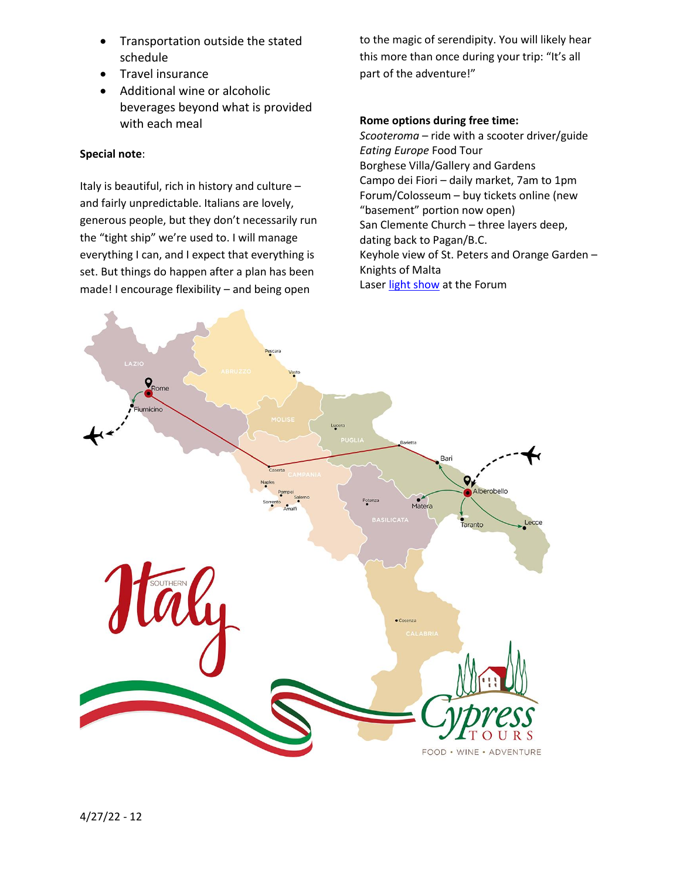- Transportation outside the stated schedule
- Travel insurance
- Additional wine or alcoholic beverages beyond what is provided with each meal

**Special note**:

Italy is beautiful, rich in history and culture – and fairly unpredictable. Italians are lovely, generous people, but they don't necessarily run the "tight ship" we're used to. I will manage everything I can, and I expect that everything is set. But things do happen after a plan has been made! I encourage flexibility – and being open to the magic of serendipity. You will likely hear this more than once during your trip: "It's all part of the adventure!"

**Rome options during free time:**

*Scooteroma* – ride with a scooter driver/guide
*Eating Europe* Food Tour
Borghese Villa/Gallery and Gardens
Campo dei Fiori – daily market, 7am to 1pm
Forum/Colosseum – buy tickets online (new "basement" portion now open)
San Clemente Church – three layers deep, dating back to Pagan/B.C.
Keyhole view of St. Peters and Orange Garden – Knights of Malta
Laser light show at the Forum

LAZIO
ABRUZZO
MOLISE
PUGLIA
CAMPANIA
BASILICATA
CALABRIA
Pescara
Vasto
Rome
Fiumicino
Lucera
Barletta
Bari
Alberobello
Caserta
Naples
Pompei
Salerno
Sorrento
Amalfi
Potenza
Matera
Taranto
Lecce
Cosenza

SOUTHERN Italy

Cypress TOURS
FOOD • WINE • ADVENTURE

4/27/22 - 12